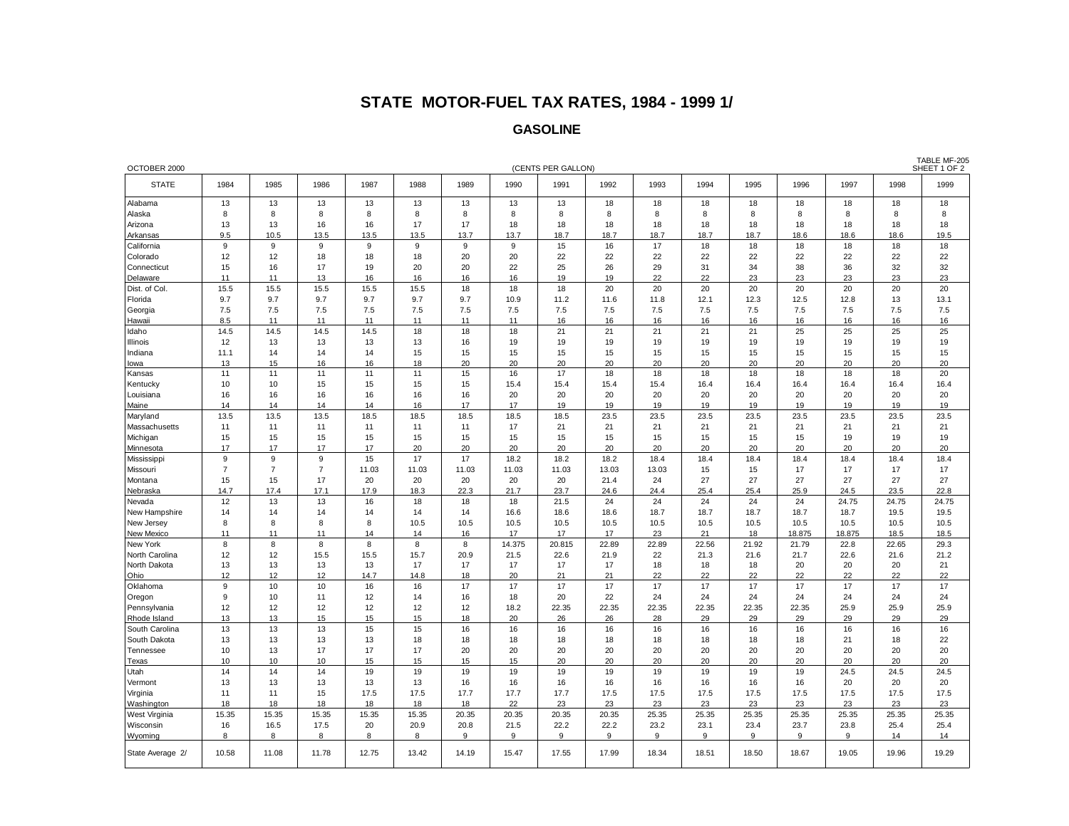# STATE MOTOR-FUEL TAX RATES, 1984 - 1999 1/

## GASOLINE

OCTOBER 2000 (CENTS PER GALLON) TABLE MF-205 SHEET 1 OF 2

| STATE | 1984 | 1985 | 1986 | 1987 | 1988 | 1989 | 1990 | 1991 | 1992 | 1993 | 1994 | 1995 | 1996 | 1997 | 1998 | 1999 |
|---|---|---|---|---|---|---|---|---|---|---|---|---|---|---|---|---|
| Alabama | 13 | 13 | 13 | 13 | 13 | 13 | 13 | 13 | 18 | 18 | 18 | 18 | 18 | 18 | 18 | 18 |
| Alaska | 8 | 8 | 8 | 8 | 8 | 8 | 8 | 8 | 8 | 8 | 8 | 8 | 8 | 8 | 8 | 8 |
| Arizona | 13 | 13 | 16 | 16 | 17 | 17 | 18 | 18 | 18 | 18 | 18 | 18 | 18 | 18 | 18 | 18 |
| Arkansas | 9.5 | 10.5 | 13.5 | 13.5 | 13.5 | 13.7 | 13.7 | 18.7 | 18.7 | 18.7 | 18.7 | 18.7 | 18.6 | 18.6 | 18.6 | 19.5 |
| California | 9 | 9 | 9 | 9 | 9 | 9 | 9 | 15 | 16 | 17 | 18 | 18 | 18 | 18 | 18 | 18 |
| Colorado | 12 | 12 | 18 | 18 | 18 | 20 | 20 | 22 | 22 | 22 | 22 | 22 | 22 | 22 | 22 | 22 |
| Connecticut | 15 | 16 | 17 | 19 | 20 | 20 | 22 | 25 | 26 | 29 | 31 | 34 | 38 | 36 | 32 | 32 |
| Delaware | 11 | 11 | 13 | 16 | 16 | 16 | 16 | 19 | 19 | 22 | 22 | 23 | 23 | 23 | 23 | 23 |
| Dist. of Col. | 15.5 | 15.5 | 15.5 | 15.5 | 15.5 | 18 | 18 | 18 | 20 | 20 | 20 | 20 | 20 | 20 | 20 | 20 |
| Florida | 9.7 | 9.7 | 9.7 | 9.7 | 9.7 | 9.7 | 10.9 | 11.2 | 11.6 | 11.8 | 12.1 | 12.3 | 12.5 | 12.8 | 13 | 13.1 |
| Georgia | 7.5 | 7.5 | 7.5 | 7.5 | 7.5 | 7.5 | 7.5 | 7.5 | 7.5 | 7.5 | 7.5 | 7.5 | 7.5 | 7.5 | 7.5 | 7.5 |
| Hawaii | 8.5 | 11 | 11 | 11 | 11 | 11 | 11 | 16 | 16 | 16 | 16 | 16 | 16 | 16 | 16 | 16 |
| Idaho | 14.5 | 14.5 | 14.5 | 14.5 | 18 | 18 | 18 | 21 | 21 | 21 | 21 | 21 | 25 | 25 | 25 | 25 |
| Illinois | 12 | 13 | 13 | 13 | 13 | 16 | 19 | 19 | 19 | 19 | 19 | 19 | 19 | 19 | 19 | 19 |
| Indiana | 11.1 | 14 | 14 | 14 | 15 | 15 | 15 | 15 | 15 | 15 | 15 | 15 | 15 | 15 | 15 | 15 |
| Iowa | 13 | 15 | 16 | 16 | 18 | 20 | 20 | 20 | 20 | 20 | 20 | 20 | 20 | 20 | 20 | 20 |
| Kansas | 11 | 11 | 11 | 11 | 11 | 15 | 16 | 17 | 18 | 18 | 18 | 18 | 18 | 18 | 18 | 20 |
| Kentucky | 10 | 10 | 15 | 15 | 15 | 15 | 15.4 | 15.4 | 15.4 | 15.4 | 16.4 | 16.4 | 16.4 | 16.4 | 16.4 | 16.4 |
| Louisiana | 16 | 16 | 16 | 16 | 16 | 16 | 20 | 20 | 20 | 20 | 20 | 20 | 20 | 20 | 20 | 20 |
| Maine | 14 | 14 | 14 | 14 | 16 | 17 | 17 | 19 | 19 | 19 | 19 | 19 | 19 | 19 | 19 | 19 |
| Maryland | 13.5 | 13.5 | 13.5 | 18.5 | 18.5 | 18.5 | 18.5 | 18.5 | 23.5 | 23.5 | 23.5 | 23.5 | 23.5 | 23.5 | 23.5 | 23.5 |
| Massachusetts | 11 | 11 | 11 | 11 | 11 | 11 | 17 | 21 | 21 | 21 | 21 | 21 | 21 | 21 | 21 | 21 |
| Michigan | 15 | 15 | 15 | 15 | 15 | 15 | 15 | 15 | 15 | 15 | 15 | 15 | 15 | 19 | 19 | 19 |
| Minnesota | 17 | 17 | 17 | 17 | 20 | 20 | 20 | 20 | 20 | 20 | 20 | 20 | 20 | 20 | 20 | 20 |
| Mississippi | 9 | 9 | 9 | 15 | 17 | 17 | 18.2 | 18.2 | 18.2 | 18.4 | 18.4 | 18.4 | 18.4 | 18.4 | 18.4 | 18.4 |
| Missouri | 7 | 7 | 7 | 11.03 | 11.03 | 11.03 | 11.03 | 11.03 | 13.03 | 13.03 | 15 | 15 | 17 | 17 | 17 | 17 |
| Montana | 15 | 15 | 17 | 20 | 20 | 20 | 20 | 20 | 21.4 | 24 | 27 | 27 | 27 | 27 | 27 | 27 |
| Nebraska | 14.7 | 17.4 | 17.1 | 17.9 | 18.3 | 22.3 | 21.7 | 23.7 | 24.6 | 24.4 | 25.4 | 25.4 | 25.9 | 24.5 | 23.5 | 22.8 |
| Nevada | 12 | 13 | 13 | 16 | 18 | 18 | 18 | 21.5 | 24 | 24 | 24 | 24 | 24 | 24.75 | 24.75 | 24.75 |
| New Hampshire | 14 | 14 | 14 | 14 | 14 | 14 | 16.6 | 18.6 | 18.6 | 18.7 | 18.7 | 18.7 | 18.7 | 18.7 | 19.5 | 19.5 |
| New Jersey | 8 | 8 | 8 | 8 | 10.5 | 10.5 | 10.5 | 10.5 | 10.5 | 10.5 | 10.5 | 10.5 | 10.5 | 10.5 | 10.5 | 10.5 |
| New Mexico | 11 | 11 | 11 | 14 | 14 | 16 | 17 | 17 | 17 | 23 | 21 | 18 | 18.875 | 18.875 | 18.5 | 18.5 |
| New York | 8 | 8 | 8 | 8 | 8 | 8 | 14.375 | 20.815 | 22.89 | 22.89 | 22.56 | 21.92 | 21.79 | 22.8 | 22.65 | 29.3 |
| North Carolina | 12 | 12 | 15.5 | 15.5 | 15.7 | 20.9 | 21.5 | 22.6 | 21.9 | 22 | 21.3 | 21.6 | 21.7 | 22.6 | 21.6 | 21.2 |
| North Dakota | 13 | 13 | 13 | 13 | 17 | 17 | 17 | 17 | 17 | 18 | 18 | 18 | 20 | 20 | 20 | 21 |
| Ohio | 12 | 12 | 12 | 14.7 | 14.8 | 18 | 20 | 21 | 21 | 22 | 22 | 22 | 22 | 22 | 22 | 22 |
| Oklahoma | 9 | 10 | 10 | 16 | 16 | 17 | 17 | 17 | 17 | 17 | 17 | 17 | 17 | 17 | 17 | 17 |
| Oregon | 9 | 10 | 11 | 12 | 14 | 16 | 18 | 20 | 22 | 24 | 24 | 24 | 24 | 24 | 24 | 24 |
| Pennsylvania | 12 | 12 | 12 | 12 | 12 | 12 | 18.2 | 22.35 | 22.35 | 22.35 | 22.35 | 22.35 | 22.35 | 25.9 | 25.9 | 25.9 |
| Rhode Island | 13 | 13 | 15 | 15 | 15 | 18 | 20 | 26 | 26 | 28 | 29 | 29 | 29 | 29 | 29 | 29 |
| South Carolina | 13 | 13 | 13 | 15 | 15 | 16 | 16 | 16 | 16 | 16 | 16 | 16 | 16 | 16 | 16 | 16 |
| South Dakota | 13 | 13 | 13 | 13 | 18 | 18 | 18 | 18 | 18 | 18 | 18 | 18 | 18 | 21 | 18 | 22 |
| Tennessee | 10 | 13 | 17 | 17 | 17 | 20 | 20 | 20 | 20 | 20 | 20 | 20 | 20 | 20 | 20 | 20 |
| Texas | 10 | 10 | 10 | 15 | 15 | 15 | 15 | 20 | 20 | 20 | 20 | 20 | 20 | 20 | 20 | 20 |
| Utah | 14 | 14 | 14 | 19 | 19 | 19 | 19 | 19 | 19 | 19 | 19 | 19 | 19 | 24.5 | 24.5 | 24.5 |
| Vermont | 13 | 13 | 13 | 13 | 13 | 16 | 16 | 16 | 16 | 16 | 16 | 16 | 16 | 20 | 20 | 20 |
| Virginia | 11 | 11 | 15 | 17.5 | 17.5 | 17.7 | 17.7 | 17.7 | 17.5 | 17.5 | 17.5 | 17.5 | 17.5 | 17.5 | 17.5 | 17.5 |
| Washington | 18 | 18 | 18 | 18 | 18 | 18 | 22 | 23 | 23 | 23 | 23 | 23 | 23 | 23 | 23 | 23 |
| West Virginia | 15.35 | 15.35 | 15.35 | 15.35 | 15.35 | 20.35 | 20.35 | 20.35 | 20.35 | 25.35 | 25.35 | 25.35 | 25.35 | 25.35 | 25.35 | 25.35 |
| Wisconsin | 16 | 16.5 | 17.5 | 20 | 20.9 | 20.8 | 21.5 | 22.2 | 22.2 | 23.2 | 23.1 | 23.4 | 23.7 | 23.8 | 25.4 | 25.4 |
| Wyoming | 8 | 8 | 8 | 8 | 8 | 9 | 9 | 9 | 9 | 9 | 9 | 9 | 9 | 9 | 14 | 14 |
| State Average 2/ | 10.58 | 11.08 | 11.78 | 12.75 | 13.42 | 14.19 | 15.47 | 17.55 | 17.99 | 18.34 | 18.51 | 18.50 | 18.67 | 19.05 | 19.96 | 19.29 |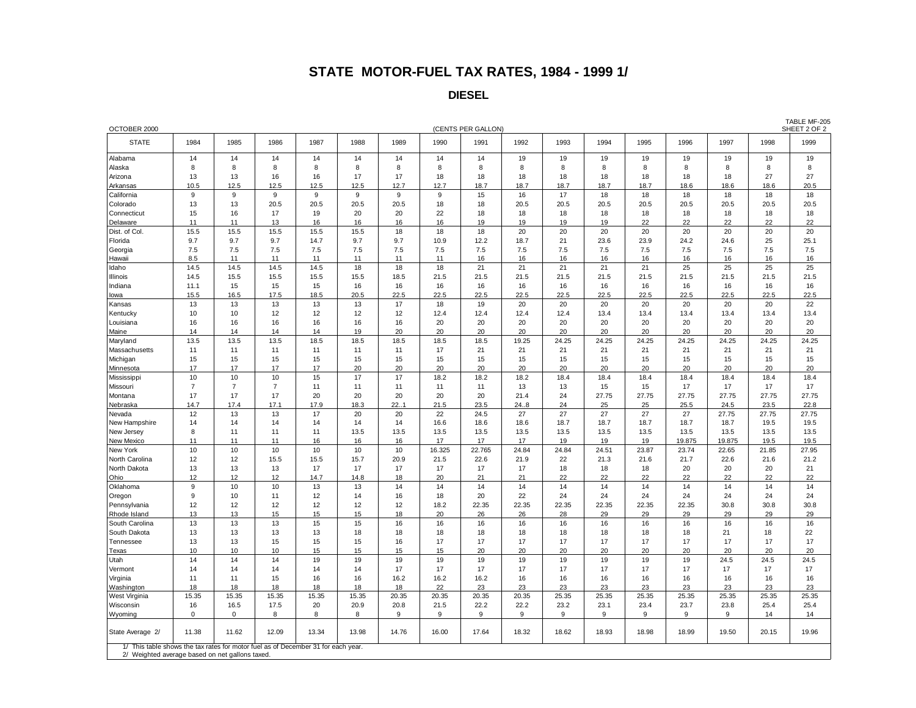# STATE MOTOR-FUEL TAX RATES, 1984 - 1999 1/

## DIESEL

OCTOBER 2000 — (CENTS PER GALLON) — TABLE MF-205 SHEET 2 OF 2

| STATE | 1984 | 1985 | 1986 | 1987 | 1988 | 1989 | 1990 | 1991 | 1992 | 1993 | 1994 | 1995 | 1996 | 1997 | 1998 | 1999 |
|---|---|---|---|---|---|---|---|---|---|---|---|---|---|---|---|---|
| Alabama | 14 | 14 | 14 | 14 | 14 | 14 | 14 | 14 | 19 | 19 | 19 | 19 | 19 | 19 | 19 | 19 |
| Alaska | 8 | 8 | 8 | 8 | 8 | 8 | 8 | 8 | 8 | 8 | 8 | 8 | 8 | 8 | 8 | 8 |
| Arizona | 13 | 13 | 16 | 16 | 17 | 17 | 18 | 18 | 18 | 18 | 18 | 18 | 18 | 18 | 27 | 27 |
| Arkansas | 10.5 | 12.5 | 12.5 | 12.5 | 12.5 | 12.7 | 12.7 | 18.7 | 18.7 | 18.7 | 18.7 | 18.7 | 18.6 | 18.6 | 18.6 | 20.5 |
| California | 9 | 9 | 9 | 9 | 9 | 9 | 9 | 15 | 16 | 17 | 18 | 18 | 18 | 18 | 18 | 18 |
| Colorado | 13 | 13 | 20.5 | 20.5 | 20.5 | 20.5 | 18 | 18 | 20.5 | 20.5 | 20.5 | 20.5 | 20.5 | 20.5 | 20.5 | 20.5 |
| Connecticut | 15 | 16 | 17 | 19 | 20 | 20 | 22 | 18 | 18 | 18 | 18 | 18 | 18 | 18 | 18 | 18 |
| Delaware | 11 | 11 | 13 | 16 | 16 | 16 | 16 | 19 | 19 | 19 | 19 | 22 | 22 | 22 | 22 | 22 |
| Dist. of Col. | 15.5 | 15.5 | 15.5 | 15.5 | 15.5 | 18 | 18 | 18 | 20 | 20 | 20 | 20 | 20 | 20 | 20 | 20 |
| Florida | 9.7 | 9.7 | 9.7 | 14.7 | 9.7 | 9.7 | 10.9 | 12.2 | 18.7 | 21 | 23.6 | 23.9 | 24.2 | 24.6 | 25 | 25.1 |
| Georgia | 7.5 | 7.5 | 7.5 | 7.5 | 7.5 | 7.5 | 7.5 | 7.5 | 7.5 | 7.5 | 7.5 | 7.5 | 7.5 | 7.5 | 7.5 | 7.5 |
| Hawaii | 8.5 | 11 | 11 | 11 | 11 | 11 | 11 | 16 | 16 | 16 | 16 | 16 | 16 | 16 | 16 | 16 |
| Idaho | 14.5 | 14.5 | 14.5 | 14.5 | 18 | 18 | 18 | 21 | 21 | 21 | 21 | 21 | 25 | 25 | 25 | 25 |
| Illinois | 14.5 | 15.5 | 15.5 | 15.5 | 15.5 | 18.5 | 21.5 | 21.5 | 21.5 | 21.5 | 21.5 | 21.5 | 21.5 | 21.5 | 21.5 | 21.5 |
| Indiana | 11.1 | 15 | 15 | 15 | 16 | 16 | 16 | 16 | 16 | 16 | 16 | 16 | 16 | 16 | 16 | 16 |
| Iowa | 15.5 | 16.5 | 17.5 | 18.5 | 20.5 | 22.5 | 22.5 | 22.5 | 22.5 | 22.5 | 22.5 | 22.5 | 22.5 | 22.5 | 22.5 | 22.5 |
| Kansas | 13 | 13 | 13 | 13 | 13 | 17 | 18 | 19 | 20 | 20 | 20 | 20 | 20 | 20 | 20 | 22 |
| Kentucky | 10 | 10 | 12 | 12 | 12 | 12 | 12.4 | 12.4 | 12.4 | 12.4 | 13.4 | 13.4 | 13.4 | 13.4 | 13.4 | 13.4 |
| Louisiana | 16 | 16 | 16 | 16 | 16 | 16 | 20 | 20 | 20 | 20 | 20 | 20 | 20 | 20 | 20 | 20 |
| Maine | 14 | 14 | 14 | 14 | 19 | 20 | 20 | 20 | 20 | 20 | 20 | 20 | 20 | 20 | 20 | 20 |
| Maryland | 13.5 | 13.5 | 13.5 | 18.5 | 18.5 | 18.5 | 18.5 | 18.5 | 19.25 | 24.25 | 24.25 | 24.25 | 24.25 | 24.25 | 24.25 | 24.25 |
| Massachusetts | 11 | 11 | 11 | 11 | 11 | 11 | 17 | 21 | 21 | 21 | 21 | 21 | 21 | 21 | 21 | 21 |
| Michigan | 15 | 15 | 15 | 15 | 15 | 15 | 15 | 15 | 15 | 15 | 15 | 15 | 15 | 15 | 15 | 15 |
| Minnesota | 17 | 17 | 17 | 17 | 20 | 20 | 20 | 20 | 20 | 20 | 20 | 20 | 20 | 20 | 20 | 20 |
| Mississippi | 10 | 10 | 10 | 15 | 17 | 17 | 18.2 | 18.2 | 18.2 | 18.4 | 18.4 | 18.4 | 18.4 | 18.4 | 18.4 | 18.4 |
| Missouri | 7 | 7 | 7 | 11 | 11 | 11 | 11 | 11 | 13 | 13 | 15 | 15 | 17 | 17 | 17 | 17 |
| Montana | 17 | 17 | 17 | 20 | 20 | 20 | 20 | 20 | 21.4 | 24 | 27.75 | 27.75 | 27.75 | 27.75 | 27.75 | 27.75 |
| Nebraska | 14.7 | 17.4 | 17.1 | 17.9 | 18.3 | 22..1 | 21.5 | 23.5 | 24..8 | 24 | 25 | 25 | 25.5 | 24.5 | 23.5 | 22.8 |
| Nevada | 12 | 13 | 13 | 17 | 20 | 20 | 22 | 24.5 | 27 | 27 | 27 | 27 | 27 | 27.75 | 27.75 | 27.75 |
| New Hampshire | 14 | 14 | 14 | 14 | 14 | 14 | 16.6 | 18.6 | 18.6 | 18.7 | 18.7 | 18.7 | 18.7 | 18.7 | 19.5 | 19.5 |
| New Jersey | 8 | 11 | 11 | 11 | 13.5 | 13.5 | 13.5 | 13.5 | 13.5 | 13.5 | 13.5 | 13.5 | 13.5 | 13.5 | 13.5 | 13.5 |
| New Mexico | 11 | 11 | 11 | 16 | 16 | 16 | 17 | 17 | 17 | 19 | 19 | 19 | 19.875 | 19.875 | 19.5 | 19.5 |
| New York | 10 | 10 | 10 | 10 | 10 | 10 | 16.325 | 22.765 | 24.84 | 24.84 | 24.51 | 23.87 | 23.74 | 22.65 | 21.85 | 27.95 |
| North Carolina | 12 | 12 | 15.5 | 15.5 | 15.7 | 20.9 | 21.5 | 22.6 | 21.9 | 22 | 21.3 | 21.6 | 21.7 | 22.6 | 21.6 | 21.2 |
| North Dakota | 13 | 13 | 13 | 17 | 17 | 17 | 17 | 17 | 17 | 18 | 18 | 18 | 20 | 20 | 20 | 21 |
| Ohio | 12 | 12 | 12 | 14.7 | 14.8 | 18 | 20 | 21 | 21 | 22 | 22 | 22 | 22 | 22 | 22 | 22 |
| Oklahoma | 9 | 10 | 10 | 13 | 13 | 14 | 14 | 14 | 14 | 14 | 14 | 14 | 14 | 14 | 14 | 14 |
| Oregon | 9 | 10 | 11 | 12 | 14 | 16 | 18 | 20 | 22 | 24 | 24 | 24 | 24 | 24 | 24 | 24 |
| Pennsylvania | 12 | 12 | 12 | 12 | 12 | 12 | 18.2 | 22.35 | 22.35 | 22.35 | 22.35 | 22.35 | 22.35 | 30.8 | 30.8 | 30.8 |
| Rhode Island | 13 | 13 | 15 | 15 | 15 | 18 | 20 | 26 | 26 | 28 | 29 | 29 | 29 | 29 | 29 | 29 |
| South Carolina | 13 | 13 | 13 | 15 | 15 | 16 | 16 | 16 | 16 | 16 | 16 | 16 | 16 | 16 | 16 | 16 |
| South Dakota | 13 | 13 | 13 | 13 | 18 | 18 | 18 | 18 | 18 | 18 | 18 | 18 | 18 | 21 | 18 | 22 |
| Tennessee | 13 | 13 | 15 | 15 | 15 | 16 | 17 | 17 | 17 | 17 | 17 | 17 | 17 | 17 | 17 | 17 |
| Texas | 10 | 10 | 10 | 15 | 15 | 15 | 15 | 20 | 20 | 20 | 20 | 20 | 20 | 20 | 20 | 20 |
| Utah | 14 | 14 | 14 | 19 | 19 | 19 | 19 | 19 | 19 | 19 | 19 | 19 | 19 | 24.5 | 24.5 | 24.5 |
| Vermont | 14 | 14 | 14 | 14 | 14 | 17 | 17 | 17 | 17 | 17 | 17 | 17 | 17 | 17 | 17 | 17 |
| Virginia | 11 | 11 | 15 | 16 | 16 | 16.2 | 16.2 | 16.2 | 16 | 16 | 16 | 16 | 16 | 16 | 16 | 16 |
| Washington | 18 | 18 | 18 | 18 | 18 | 18 | 22 | 23 | 23 | 23 | 23 | 23 | 23 | 23 | 23 | 23 |
| West Virginia | 15.35 | 15.35 | 15.35 | 15.35 | 15.35 | 20.35 | 20.35 | 20.35 | 20.35 | 25.35 | 25.35 | 25.35 | 25.35 | 25.35 | 25.35 | 25.35 |
| Wisconsin | 16 | 16.5 | 17.5 | 20 | 20.9 | 20.8 | 21.5 | 22.2 | 22.2 | 23.2 | 23.1 | 23.4 | 23.7 | 23.8 | 25.4 | 25.4 |
| Wyoming | 0 | 0 | 8 | 8 | 8 | 9 | 9 | 9 | 9 | 9 | 9 | 9 | 9 | 9 | 14 | 14 |
| State Average 2/ | 11.38 | 11.62 | 12.09 | 13.34 | 13.98 | 14.76 | 16.00 | 17.64 | 18.32 | 18.62 | 18.93 | 18.98 | 18.99 | 19.50 | 20.15 | 19.96 |

1/ This table shows the tax rates for motor fuel as of December 31 for each year.

2/ Weighted average based on net gallons taxed.